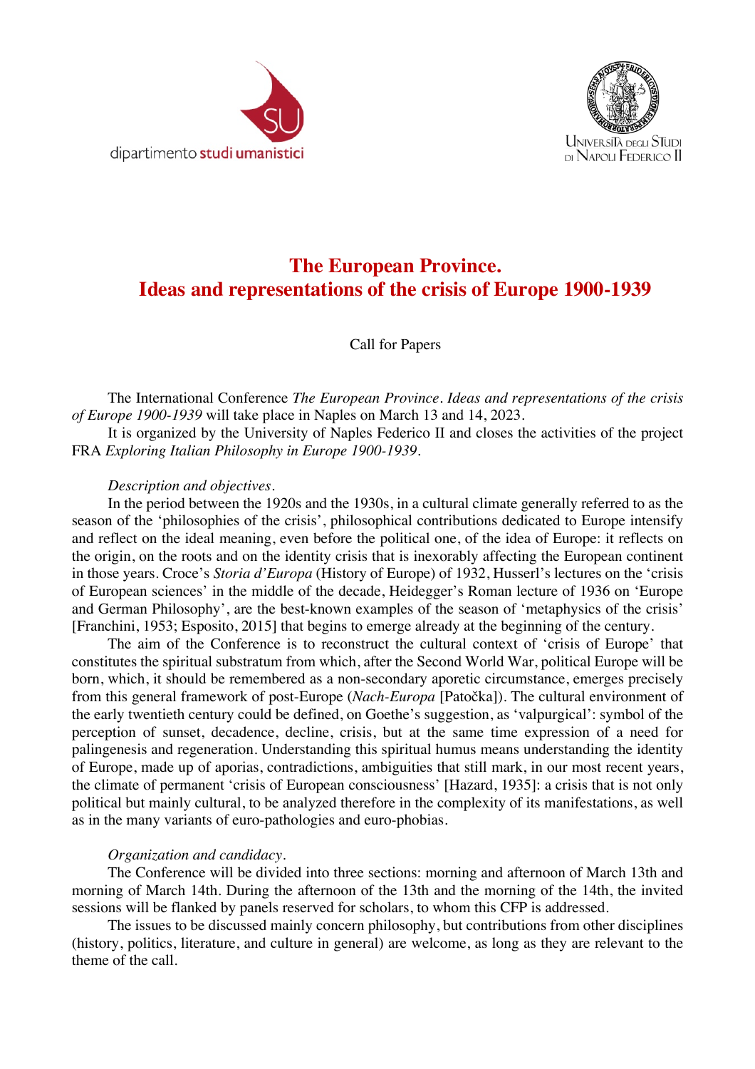dipartimento studi umanistici

Università degli Studi di Napoli Federico II

# The European Province. Ideas and representations of the crisis of Europe 1900-1939

Call for Papers

The International Conference *The European Province. Ideas and representations of the crisis of Europe 1900-1939* will take place in Naples on March 13 and 14, 2023.

It is organized by the University of Naples Federico II and closes the activities of the project FRA *Exploring Italian Philosophy in Europe 1900-1939*.

*Description and objectives.*

In the period between the 1920s and the 1930s, in a cultural climate generally referred to as the season of the 'philosophies of the crisis', philosophical contributions dedicated to Europe intensify and reflect on the ideal meaning, even before the political one, of the idea of Europe: it reflects on the origin, on the roots and on the identity crisis that is inexorably affecting the European continent in those years. Croce's *Storia d'Europa* (History of Europe) of 1932, Husserl's lectures on the 'crisis of European sciences' in the middle of the decade, Heidegger's Roman lecture of 1936 on 'Europe and German Philosophy', are the best-known examples of the season of 'metaphysics of the crisis' [Franchini, 1953; Esposito, 2015] that begins to emerge already at the beginning of the century.

The aim of the Conference is to reconstruct the cultural context of 'crisis of Europe' that constitutes the spiritual substratum from which, after the Second World War, political Europe will be born, which, it should be remembered as a non-secondary aporetic circumstance, emerges precisely from this general framework of post-Europe (*Nach-Europa* [Patočka]). The cultural environment of the early twentieth century could be defined, on Goethe's suggestion, as 'valpurgical': symbol of the perception of sunset, decadence, decline, crisis, but at the same time expression of a need for palingenesis and regeneration. Understanding this spiritual humus means understanding the identity of Europe, made up of aporias, contradictions, ambiguities that still mark, in our most recent years, the climate of permanent 'crisis of European consciousness' [Hazard, 1935]: a crisis that is not only political but mainly cultural, to be analyzed therefore in the complexity of its manifestations, as well as in the many variants of euro-pathologies and euro-phobias.

*Organization and candidacy.*

The Conference will be divided into three sections: morning and afternoon of March 13th and morning of March 14th. During the afternoon of the 13th and the morning of the 14th, the invited sessions will be flanked by panels reserved for scholars, to whom this CFP is addressed.

The issues to be discussed mainly concern philosophy, but contributions from other disciplines (history, politics, literature, and culture in general) are welcome, as long as they are relevant to the theme of the call.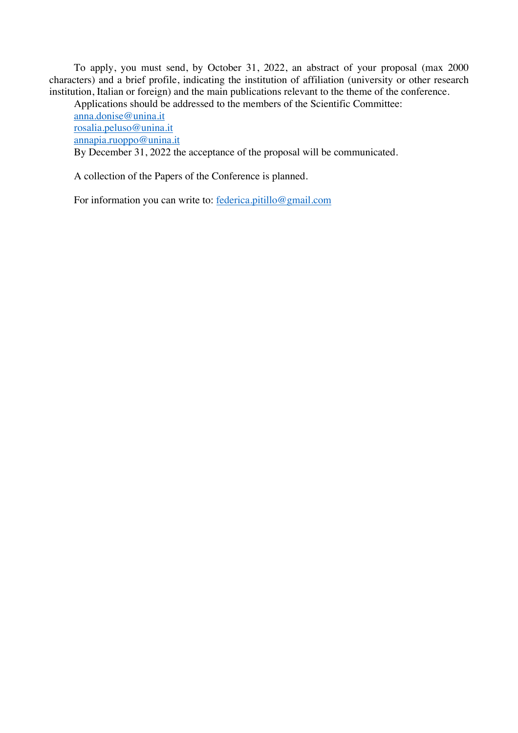To apply, you must send, by October 31, 2022, an abstract of your proposal (max 2000 characters) and a brief profile, indicating the institution of affiliation (university or other research institution, Italian or foreign) and the main publications relevant to the theme of the conference.

Applications should be addressed to the members of the Scientific Committee:

anna.donise@unina.it
rosalia.peluso@unina.it
annapia.ruoppo@unina.it

By December 31, 2022 the acceptance of the proposal will be communicated.

A collection of the Papers of the Conference is planned.

For information you can write to: federica.pitillo@gmail.com